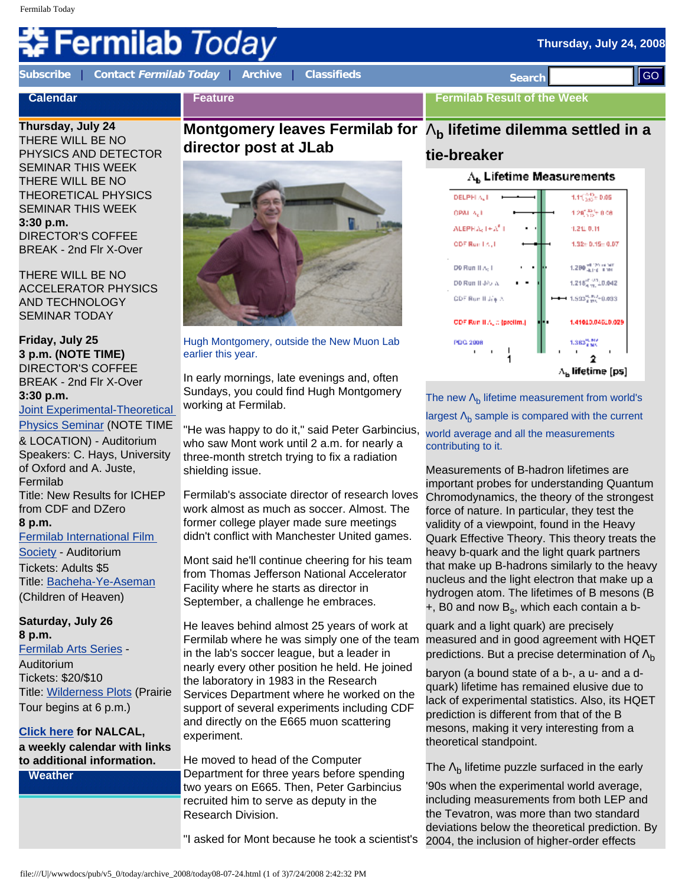# Fermilab Today

Thursday, July 24, 2008

Subscribe | Contact *Fermilab Today* | Archive | Classifieds

Search GO

## Calendar

**Thursday, July 24**
THERE WILL BE NO PHYSICS AND DETECTOR SEMINAR THIS WEEK
THERE WILL BE NO THEORETICAL PHYSICS SEMINAR THIS WEEK
**3:30 p.m.**
DIRECTOR'S COFFEE BREAK - 2nd Flr X-Over

THERE WILL BE NO ACCELERATOR PHYSICS AND TECHNOLOGY SEMINAR TODAY

**Friday, July 25**
**3 p.m. (NOTE TIME)**
DIRECTOR'S COFFEE BREAK - 2nd Flr X-Over
**3:30 p.m.**
Joint Experimental-Theoretical Physics Seminar (NOTE TIME & LOCATION) - Auditorium
Speakers: C. Hays, University of Oxford and A. Juste, Fermilab
Title: New Results for ICHEP from CDF and DZero
**8 p.m.**
Fermilab International Film Society - Auditorium
Tickets: Adults $5
Title: Bacheha-Ye-Aseman (Children of Heaven)

**Saturday, July 26**
**8 p.m.**
Fermilab Arts Series - Auditorium
Tickets: $20/$10
Title: Wilderness Plots (Prairie Tour begins at 6 p.m.)

**Click here for NALCAL, a weekly calendar with links to additional information.**

## Weather

## Feature

### Montgomery leaves Fermilab for director post at JLab

Hugh Montgomery, outside the New Muon Lab earlier this year.

In early mornings, late evenings and, often Sundays, you could find Hugh Montgomery working at Fermilab.

"He was happy to do it," said Peter Garbincius, who saw Mont work until 2 a.m. for nearly a three-month stretch trying to fix a radiation shielding issue.

Fermilab's associate director of research loves work almost as much as soccer. Almost. The former college player made sure meetings didn't conflict with Manchester United games.

Mont said he'll continue cheering for his team from Thomas Jefferson National Accelerator Facility where he starts as director in September, a challenge he embraces.

He leaves behind almost 25 years of work at Fermilab where he was simply one of the team in the lab's soccer league, but a leader in nearly every other position he held. He joined the laboratory in 1983 in the Research Services Department where he worked on the support of several experiments including CDF and directly on the E665 muon scattering experiment.

He moved to head of the Computer Department for three years before spending two years on E665. Then, Peter Garbincius recruited him to serve as deputy in the Research Division.

"I asked for Mont because he took a scientist's

## Fermilab Result of the Week

### $\Lambda_b$ lifetime dilemma settled in a tie-breaker

The new $\Lambda_b$ lifetime measurement from world's largest $\Lambda_b$ sample is compared with the current world average and all the measurements contributing to it.

Measurements of B-hadron lifetimes are important probes for understanding Quantum Chromodynamics, the theory of the strongest force of nature. In particular, they test the validity of a viewpoint, found in the Heavy Quark Effective Theory. This theory treats the heavy b-quark and the light quark partners that make up B-hadrons similarly to the heavy nucleus and the light electron that make up a hydrogen atom. The lifetimes of B mesons (B +, B0 and now $B_s$, which each contain a b-quark and a light quark) are precisely measured and in good agreement with HQET predictions. But a precise determination of $\Lambda_b$ baryon (a bound state of a b-, a u- and a d-quark) lifetime has remained elusive due to lack of experimental statistics. Also, its HQET prediction is different from that of the B mesons, making it very interesting from a theoretical standpoint.

The $\Lambda_b$ lifetime puzzle surfaced in the early '90s when the experimental world average, including measurements from both LEP and the Tevatron, was more than two standard deviations below the theoretical prediction. By 2004, the inclusion of higher-order effects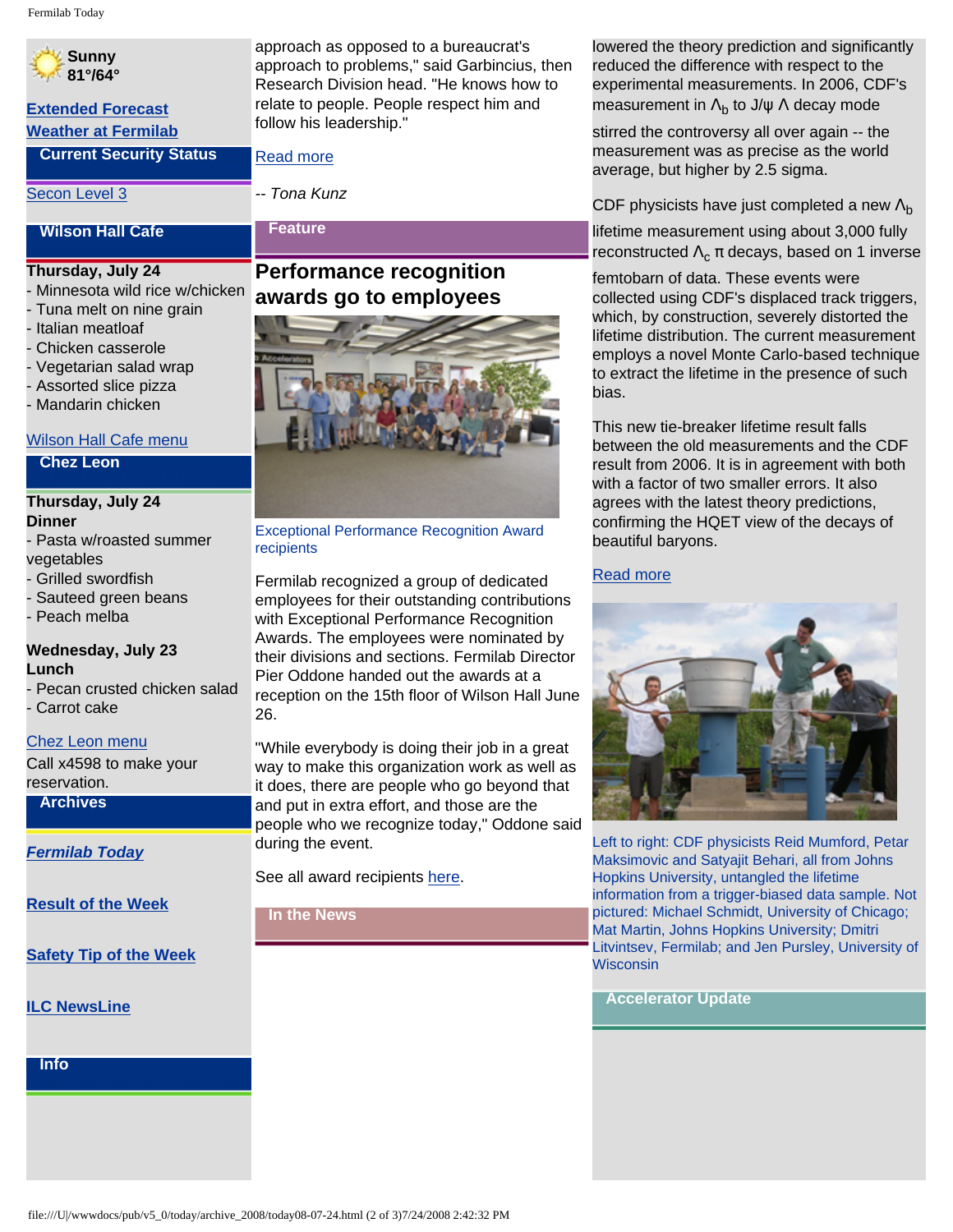Sunny
81°/64°

Extended Forecast
Weather at Fermilab

**Current Security Status**

Secon Level 3

**Wilson Hall Cafe**

**Thursday, July 24**
- Minnesota wild rice w/chicken
- Tuna melt on nine grain
- Italian meatloaf
- Chicken casserole
- Vegetarian salad wrap
- Assorted slice pizza
- Mandarin chicken

Wilson Hall Cafe menu

**Chez Leon**

**Thursday, July 24**
**Dinner**
- Pasta w/roasted summer vegetables
- Grilled swordfish
- Sauteed green beans
- Peach melba

**Wednesday, July 23**
**Lunch**
- Pecan crusted chicken salad
- Carrot cake

Chez Leon menu
Call x4598 to make your reservation.

**Archives**

***Fermilab Today***

**Result of the Week**

**Safety Tip of the Week**

**ILC NewsLine**

**Info**

approach as opposed to a bureaucrat's approach to problems," said Garbincius, then Research Division head. "He knows how to relate to people. People respect him and follow his leadership."

Read more

*-- Tona Kunz*

**Feature**

## Performance recognition awards go to employees

Exceptional Performance Recognition Award recipients

Fermilab recognized a group of dedicated employees for their outstanding contributions with Exceptional Performance Recognition Awards. The employees were nominated by their divisions and sections. Fermilab Director Pier Oddone handed out the awards at a reception on the 15th floor of Wilson Hall June 26.

"While everybody is doing their job in a great way to make this organization work as well as it does, there are people who go beyond that and put in extra effort, and those are the people who we recognize today," Oddone said during the event.

See all award recipients here.

**In the News**

lowered the theory prediction and significantly reduced the difference with respect to the experimental measurements. In 2006, CDF's measurement in $\Lambda_b$ to J/ψ Λ decay mode stirred the controversy all over again -- the measurement was as precise as the world average, but higher by 2.5 sigma.

CDF physicists have just completed a new $\Lambda_b$ lifetime measurement using about 3,000 fully reconstructed $\Lambda_c$ π decays, based on 1 inverse femtobarn of data. These events were collected using CDF's displaced track triggers, which, by construction, severely distorted the lifetime distribution. The current measurement employs a novel Monte Carlo-based technique to extract the lifetime in the presence of such bias.

This new tie-breaker lifetime result falls between the old measurements and the CDF result from 2006. It is in agreement with both with a factor of two smaller errors. It also agrees with the latest theory predictions, confirming the HQET view of the decays of beautiful baryons.

Read more

Left to right: CDF physicists Reid Mumford, Petar Maksimovic and Satyajit Behari, all from Johns Hopkins University, untangled the lifetime information from a trigger-biased data sample. Not pictured: Michael Schmidt, University of Chicago; Mat Martin, Johns Hopkins University; Dmitri Litvintsev, Fermilab; and Jen Pursley, University of Wisconsin

**Accelerator Update**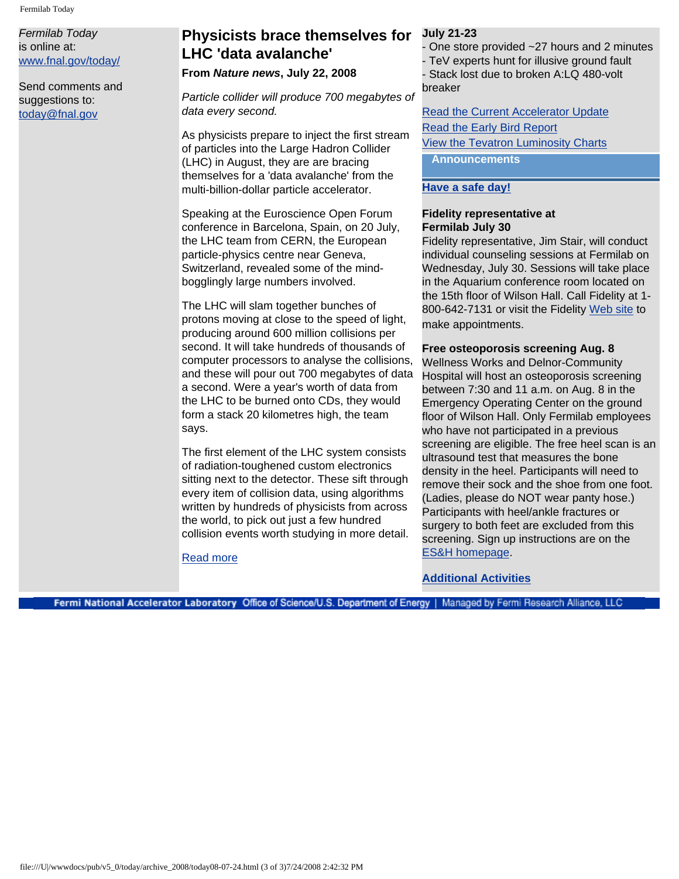*Fermilab Today* is online at:
[www.fnal.gov/today/](www.fnal.gov/today/)

Send comments and suggestions to:
[today@fnal.gov](today@fnal.gov)

## Physicists brace themselves for LHC 'data avalanche'

**From *Nature news*, July 22, 2008**

*Particle collider will produce 700 megabytes of data every second.*

As physicists prepare to inject the first stream of particles into the Large Hadron Collider (LHC) in August, they are are bracing themselves for a 'data avalanche' from the multi-billion-dollar particle accelerator.

Speaking at the Euroscience Open Forum conference in Barcelona, Spain, on 20 July, the LHC team from CERN, the European particle-physics centre near Geneva, Switzerland, revealed some of the mind-bogglingly large numbers involved.

The LHC will slam together bunches of protons moving at close to the speed of light, producing around 600 million collisions per second. It will take hundreds of thousands of computer processors to analyse the collisions, and these will pour out 700 megabytes of data a second. Were a year's worth of data from the LHC to be burned onto CDs, they would form a stack 20 kilometres high, the team says.

The first element of the LHC system consists of radiation-toughened custom electronics sitting next to the detector. These sift through every item of collision data, using algorithms written by hundreds of physicists from across the world, to pick out just a few hundred collision events worth studying in more detail.

Read more

**July 21-23**
- One store provided ~27 hours and 2 minutes
- TeV experts hunt for illusive ground fault
- Stack lost due to broken A:LQ 480-volt breaker

Read the Current Accelerator Update
Read the Early Bird Report
View the Tevatron Luminosity Charts

### Announcements

**Have a safe day!**

**Fidelity representative at Fermilab July 30**
Fidelity representative, Jim Stair, will conduct individual counseling sessions at Fermilab on Wednesday, July 30. Sessions will take place in the Aquarium conference room located on the 15th floor of Wilson Hall. Call Fidelity at 1-800-642-7131 or visit the Fidelity Web site to make appointments.

**Free osteoporosis screening Aug. 8**
Wellness Works and Delnor-Community Hospital will host an osteoporosis screening between 7:30 and 11 a.m. on Aug. 8 in the Emergency Operating Center on the ground floor of Wilson Hall. Only Fermilab employees who have not participated in a previous screening are eligible. The free heel scan is an ultrasound test that measures the bone density in the heel. Participants will need to remove their sock and the shoe from one foot. (Ladies, please do NOT wear panty hose.) Participants with heel/ankle fractures or surgery to both feet are excluded from this screening. Sign up instructions are on the ES&H homepage.

**Additional Activities**

Fermi National Accelerator Laboratory Office of Science/U.S. Department of Energy | Managed by Fermi Research Alliance, LLC